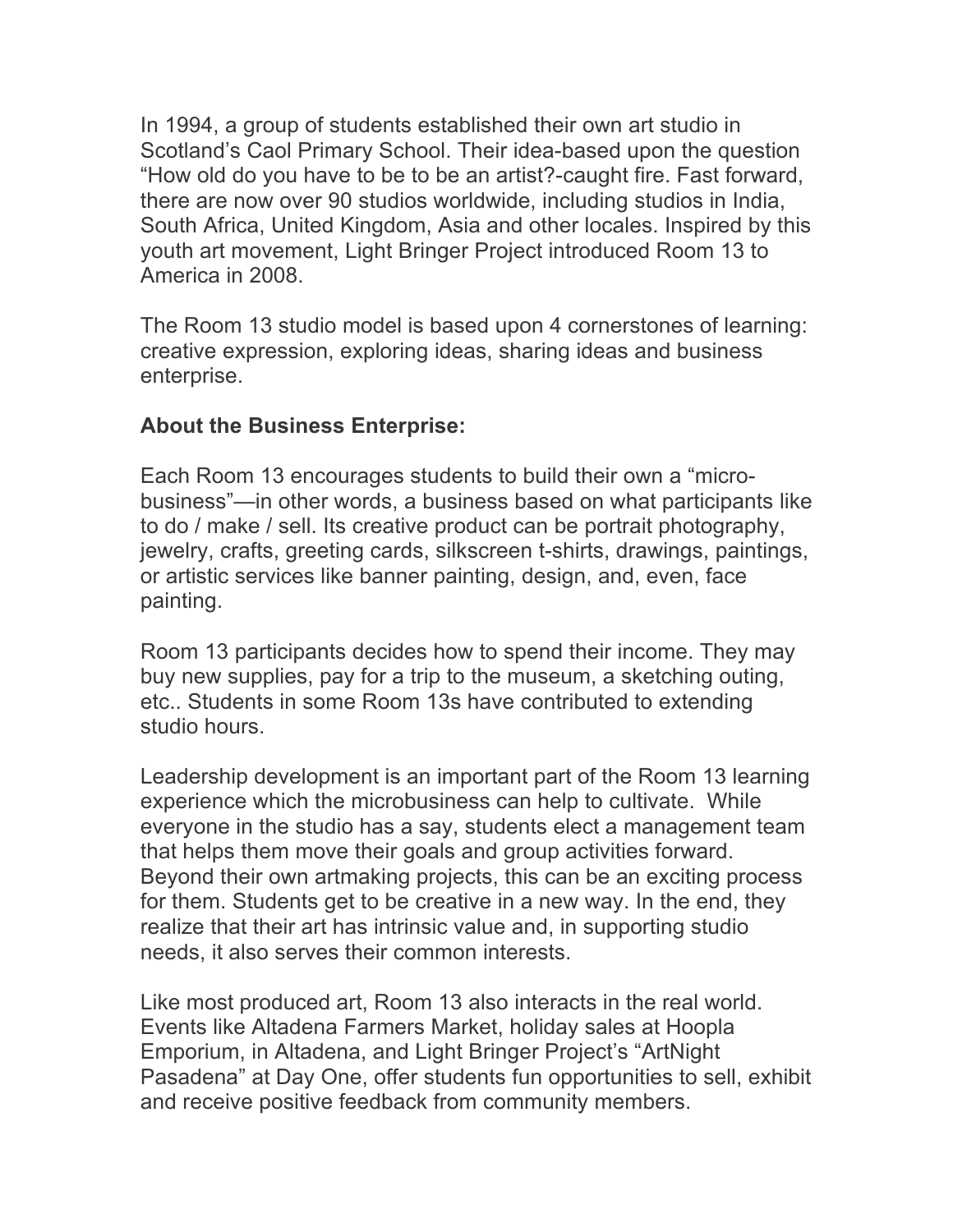In 1994, a group of students established their own art studio in Scotland's Caol Primary School. Their idea-based upon the question "How old do you have to be to be an artist?-caught fire. Fast forward, there are now over 90 studios worldwide, including studios in India, South Africa, United Kingdom, Asia and other locales. Inspired by this youth art movement, Light Bringer Project introduced Room 13 to America in 2008.

The Room 13 studio model is based upon 4 cornerstones of learning: creative expression, exploring ideas, sharing ideas and business enterprise.

**About the Business Enterprise:**

Each Room 13 encourages students to build their own a "micro-business"—in other words, a business based on what participants like to do / make / sell. Its creative product can be portrait photography, jewelry, crafts, greeting cards, silkscreen t-shirts, drawings, paintings, or artistic services like banner painting, design, and, even, face painting.

Room 13 participants decides how to spend their income. They may buy new supplies, pay for a trip to the museum, a sketching outing, etc.. Students in some Room 13s have contributed to extending studio hours.

Leadership development is an important part of the Room 13 learning experience which the microbusiness can help to cultivate. While everyone in the studio has a say, students elect a management team that helps them move their goals and group activities forward. Beyond their own artmaking projects, this can be an exciting process for them. Students get to be creative in a new way. In the end, they realize that their art has intrinsic value and, in supporting studio needs, it also serves their common interests.

Like most produced art, Room 13 also interacts in the real world. Events like Altadena Farmers Market, holiday sales at Hoopla Emporium, in Altadena, and Light Bringer Project's "ArtNight Pasadena" at Day One, offer students fun opportunities to sell, exhibit and receive positive feedback from community members.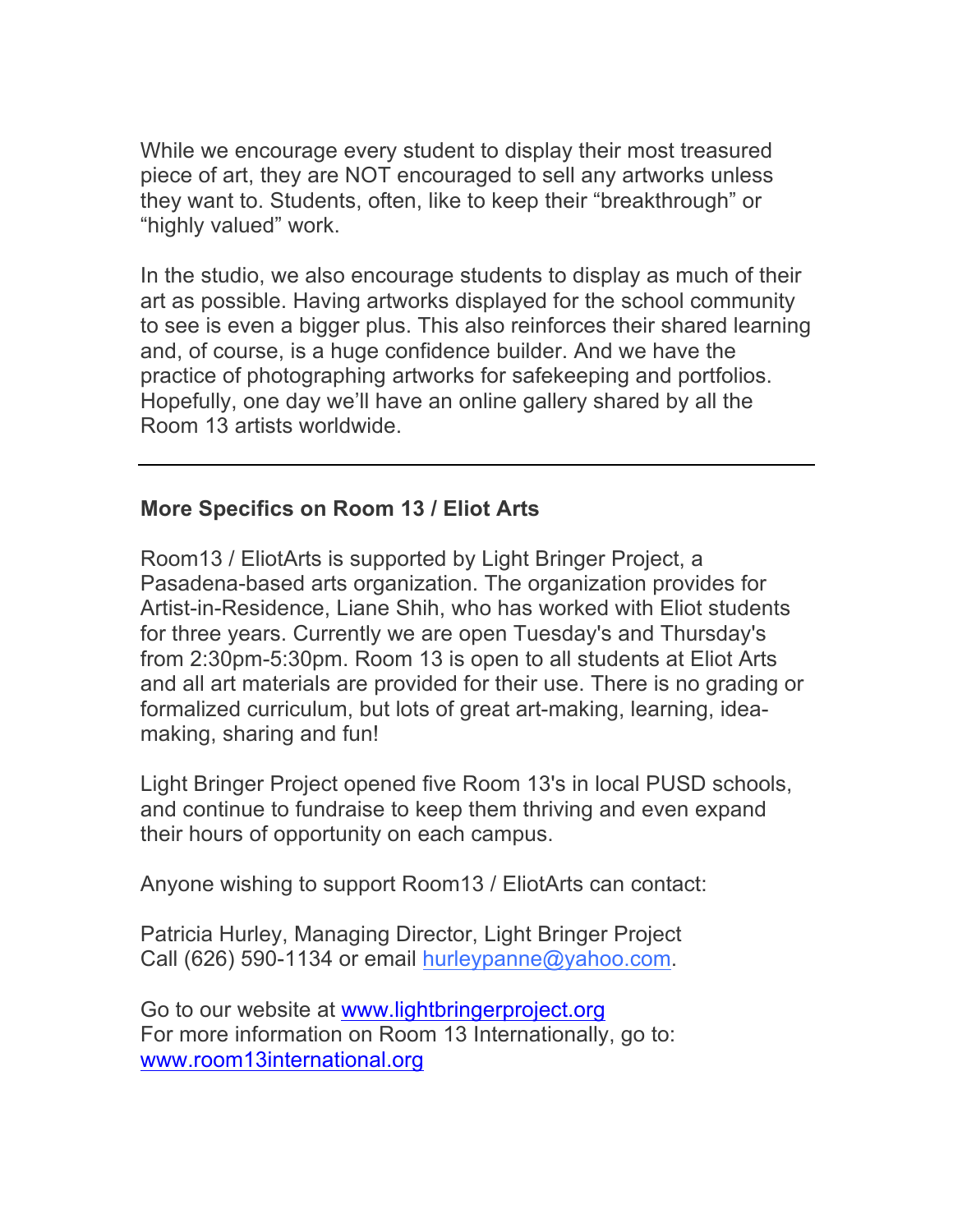While we encourage every student to display their most treasured piece of art, they are NOT encouraged to sell any artworks unless they want to. Students, often, like to keep their "breakthrough" or "highly valued" work.

In the studio, we also encourage students to display as much of their art as possible. Having artworks displayed for the school community to see is even a bigger plus. This also reinforces their shared learning and, of course, is a huge confidence builder. And we have the practice of photographing artworks for safekeeping and portfolios. Hopefully, one day we'll have an online gallery shared by all the Room 13 artists worldwide.

---

**More Specifics on Room 13 / Eliot Arts**

Room13 / EliotArts is supported by Light Bringer Project, a Pasadena-based arts organization. The organization provides for Artist-in-Residence, Liane Shih, who has worked with Eliot students for three years. Currently we are open Tuesday's and Thursday's from 2:30pm-5:30pm. Room 13 is open to all students at Eliot Arts and all art materials are provided for their use. There is no grading or formalized curriculum, but lots of great art-making, learning, idea-making, sharing and fun!

Light Bringer Project opened five Room 13's in local PUSD schools, and continue to fundraise to keep them thriving and even expand their hours of opportunity on each campus.

Anyone wishing to support Room13 / EliotArts can contact:

Patricia Hurley, Managing Director, Light Bringer Project
Call (626) 590-1134 or email hurleypanne@yahoo.com.

Go to our website at www.lightbringerproject.org
For more information on Room 13 Internationally, go to: www.room13international.org